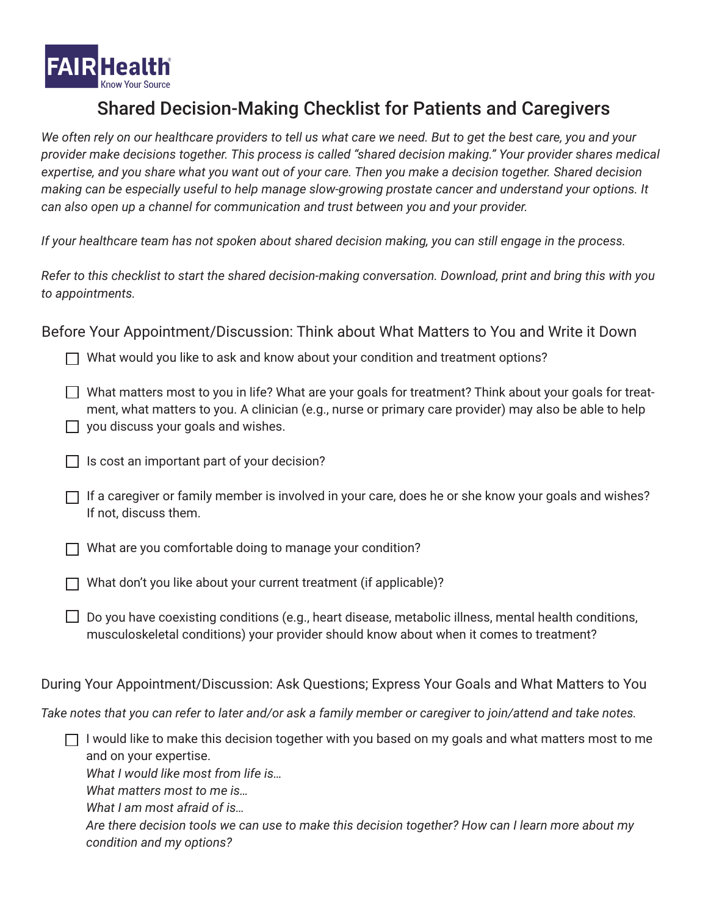FAIR Health
Know Your Source

# Shared Decision-Making Checklist for Patients and Caregivers

*We often rely on our healthcare providers to tell us what care we need. But to get the best care, you and your provider make decisions together. This process is called "shared decision making." Your provider shares medical expertise, and you share what you want out of your care. Then you make a decision together. Shared decision making can be especially useful to help manage slow-growing prostate cancer and understand your options. It can also open up a channel for communication and trust between you and your provider.*

*If your healthcare team has not spoken about shared decision making, you can still engage in the process.*

*Refer to this checklist to start the shared decision-making conversation. Download, print and bring this with you to appointments.*

## Before Your Appointment/Discussion: Think about What Matters to You and Write it Down

- ☐ What would you like to ask and know about your condition and treatment options?
- ☐ What matters most to you in life? What are your goals for treatment? Think about your goals for treatment, what matters to you. A clinician (e.g., nurse or primary care provider) may also be able to help
- ☐ you discuss your goals and wishes.
- ☐ Is cost an important part of your decision?
- ☐ If a caregiver or family member is involved in your care, does he or she know your goals and wishes? If not, discuss them.
- ☐ What are you comfortable doing to manage your condition?
- ☐ What don't you like about your current treatment (if applicable)?
- ☐ Do you have coexisting conditions (e.g., heart disease, metabolic illness, mental health conditions, musculoskeletal conditions) your provider should know about when it comes to treatment?

## During Your Appointment/Discussion: Ask Questions; Express Your Goals and What Matters to You

*Take notes that you can refer to later and/or ask a family member or caregiver to join/attend and take notes.*

- ☐ I would like to make this decision together with you based on my goals and what matters most to me and on your expertise.
  *What I would like most from life is…*
  *What matters most to me is…*
  *What I am most afraid of is…*
  *Are there decision tools we can use to make this decision together? How can I learn more about my condition and my options?*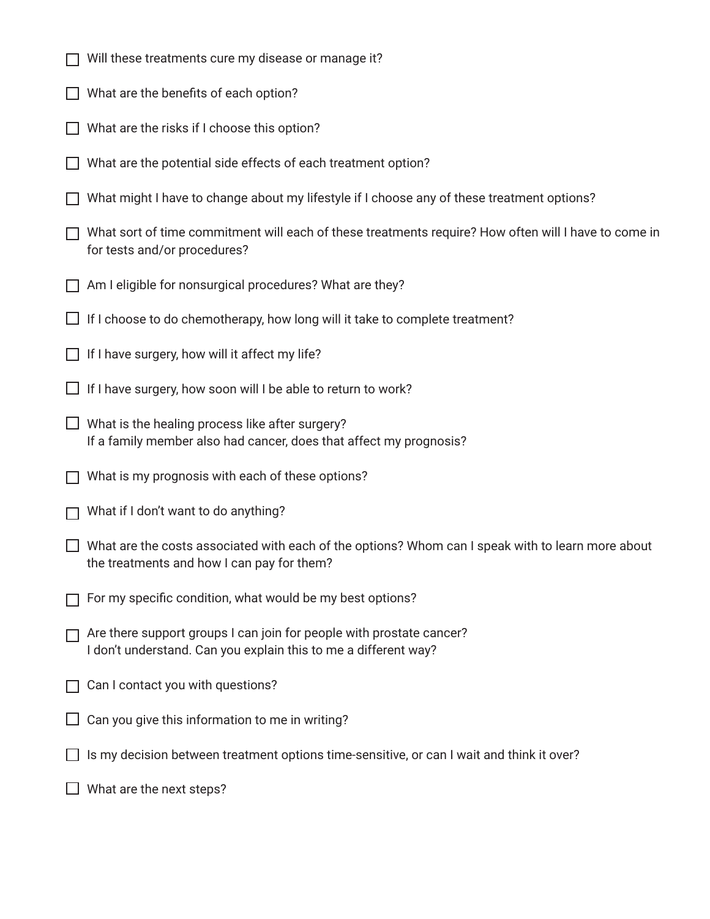- [ ] Will these treatments cure my disease or manage it?
- [ ] What are the benefits of each option?
- [ ] What are the risks if I choose this option?
- [ ] What are the potential side effects of each treatment option?
- [ ] What might I have to change about my lifestyle if I choose any of these treatment options?
- [ ] What sort of time commitment will each of these treatments require? How often will I have to come in for tests and/or procedures?
- [ ] Am I eligible for nonsurgical procedures? What are they?
- [ ] If I choose to do chemotherapy, how long will it take to complete treatment?
- [ ] If I have surgery, how will it affect my life?
- [ ] If I have surgery, how soon will I be able to return to work?
- [ ] What is the healing process like after surgery?
  If a family member also had cancer, does that affect my prognosis?
- [ ] What is my prognosis with each of these options?
- [ ] What if I don't want to do anything?
- [ ] What are the costs associated with each of the options? Whom can I speak with to learn more about the treatments and how I can pay for them?
- [ ] For my specific condition, what would be my best options?
- [ ] Are there support groups I can join for people with prostate cancer?
  I don't understand. Can you explain this to me a different way?
- [ ] Can I contact you with questions?
- [ ] Can you give this information to me in writing?
- [ ] Is my decision between treatment options time-sensitive, or can I wait and think it over?
- [ ] What are the next steps?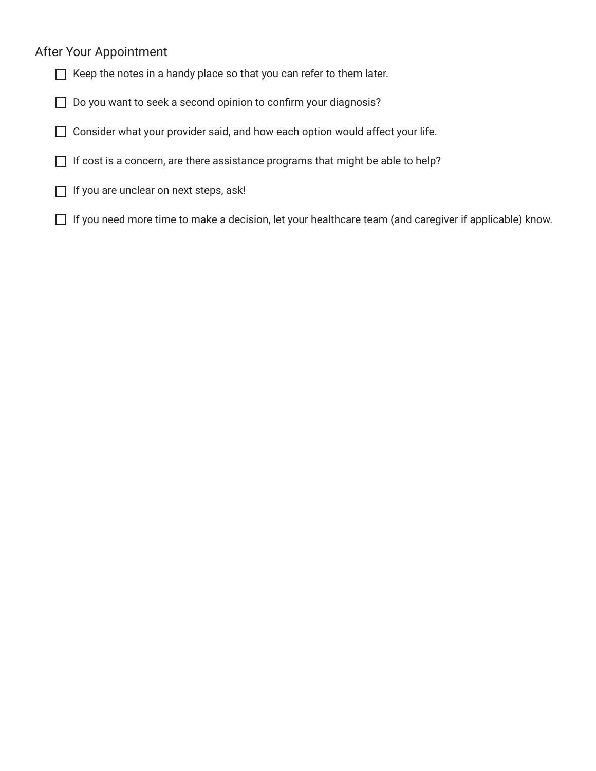## After Your Appointment

- [ ] Keep the notes in a handy place so that you can refer to them later.
- [ ] Do you want to seek a second opinion to confirm your diagnosis?
- [ ] Consider what your provider said, and how each option would affect your life.
- [ ] If cost is a concern, are there assistance programs that might be able to help?
- [ ] If you are unclear on next steps, ask!
- [ ] If you need more time to make a decision, let your healthcare team (and caregiver if applicable) know.